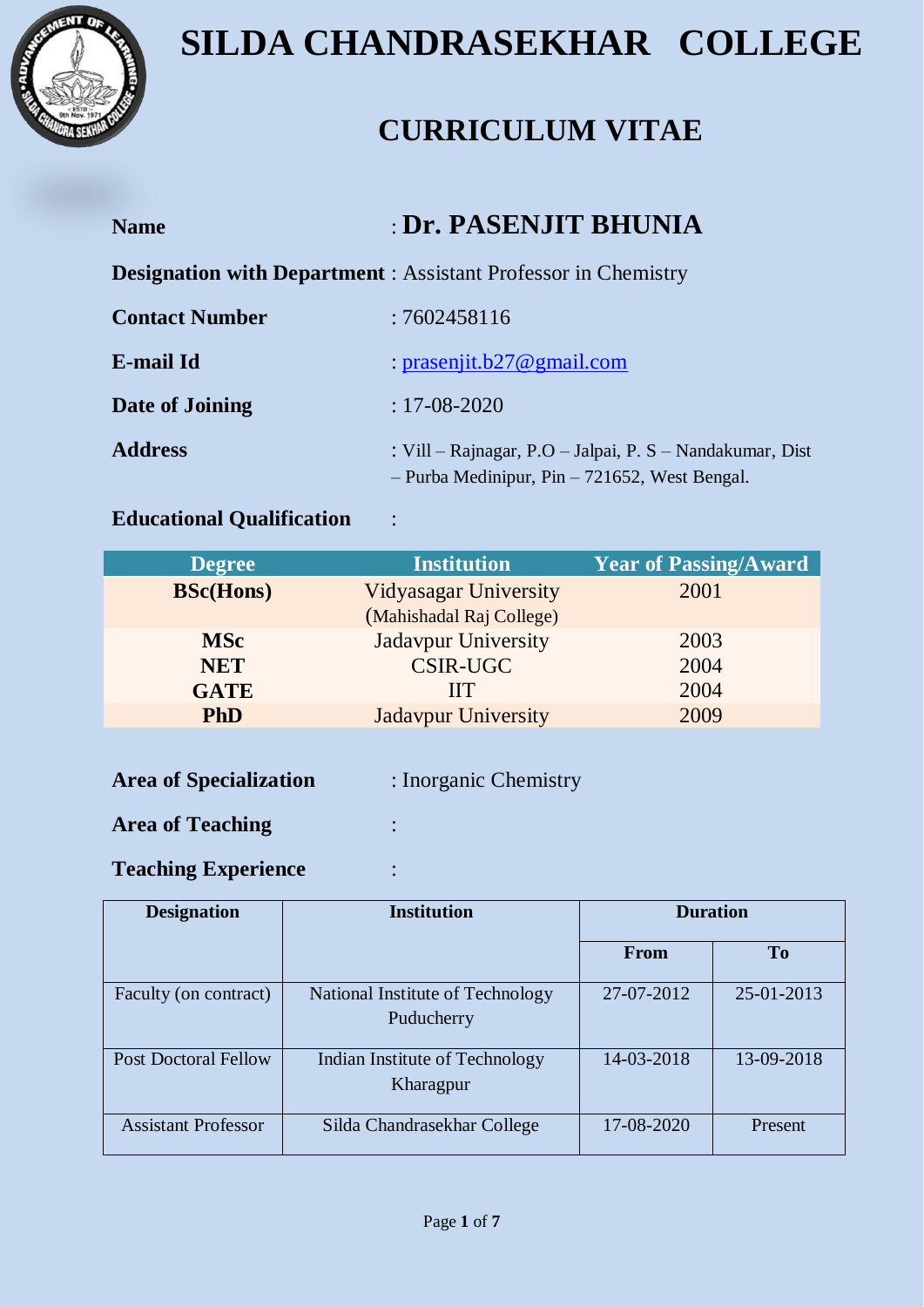# SILDA CHANDRASEKHAR COLLEGE

## CURRICULUM VITAE

**Name** : **Dr. PASENJIT BHUNIA**

**Designation with Department** : Assistant Professor in Chemistry

**Contact Number** : 7602458116

**E-mail Id** : prasenjit.b27@gmail.com

**Date of Joining** : 17-08-2020

**Address** : Vill – Rajnagar, P.O – Jalpai, P. S – Nandakumar, Dist – Purba Medinipur, Pin – 721652, West Bengal.

**Educational Qualification** :

| Degree | Institution | Year of Passing/Award |
|---|---|---|
| **BSc(Hons)** | Vidyasagar University (Mahishadal Raj College) | 2001 |
| **MSc** | Jadavpur University | 2003 |
| **NET** | CSIR-UGC | 2004 |
| **GATE** | IIT | 2004 |
| **PhD** | Jadavpur University | 2009 |

**Area of Specialization** : Inorganic Chemistry

**Area of Teaching** :

**Teaching Experience** :

| Designation | Institution | Duration | |
|---|---|---|---|
| | | **From** | **To** |
| Faculty (on contract) | National Institute of Technology Puducherry | 27-07-2012 | 25-01-2013 |
| Post Doctoral Fellow | Indian Institute of Technology Kharagpur | 14-03-2018 | 13-09-2018 |
| Assistant Professor | Silda Chandrasekhar College | 17-08-2020 | Present |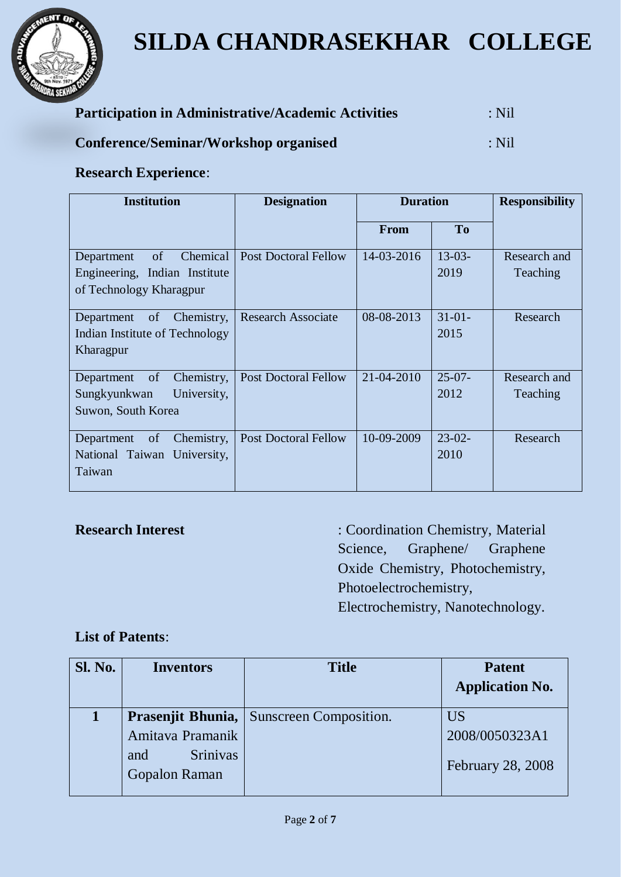# SILDA CHANDRASEKHAR COLLEGE

**Participation in Administrative/Academic Activities** : Nil

**Conference/Seminar/Workshop organised** : Nil

**Research Experience**:

| Institution | Designation | Duration | | Responsibility |
|---|---|---|---|---|
| | | From | To | |
| Department of Chemical Engineering, Indian Institute of Technology Kharagpur | Post Doctoral Fellow | 14-03-2016 | 13-03-2019 | Research and Teaching |
| Department of Chemistry, Indian Institute of Technology Kharagpur | Research Associate | 08-08-2013 | 31-01-2015 | Research |
| Department of Chemistry, Sungkyunkwan University, Suwon, South Korea | Post Doctoral Fellow | 21-04-2010 | 25-07-2012 | Research and Teaching |
| Department of Chemistry, National Taiwan University, Taiwan | Post Doctoral Fellow | 10-09-2009 | 23-02-2010 | Research |

**Research Interest** : Coordination Chemistry, Material Science, Graphene/ Graphene Oxide Chemistry, Photochemistry, Photoelectrochemistry, Electrochemistry, Nanotechnology.

**List of Patents**:

| Sl. No. | Inventors | Title | Patent Application No. |
|---|---|---|---|
| **1** | **Prasenjit Bhunia,** Amitava Pramanik and Srinivas Gopalon Raman | Sunscreen Composition. | US 2008/0050323A1 February 28, 2008 |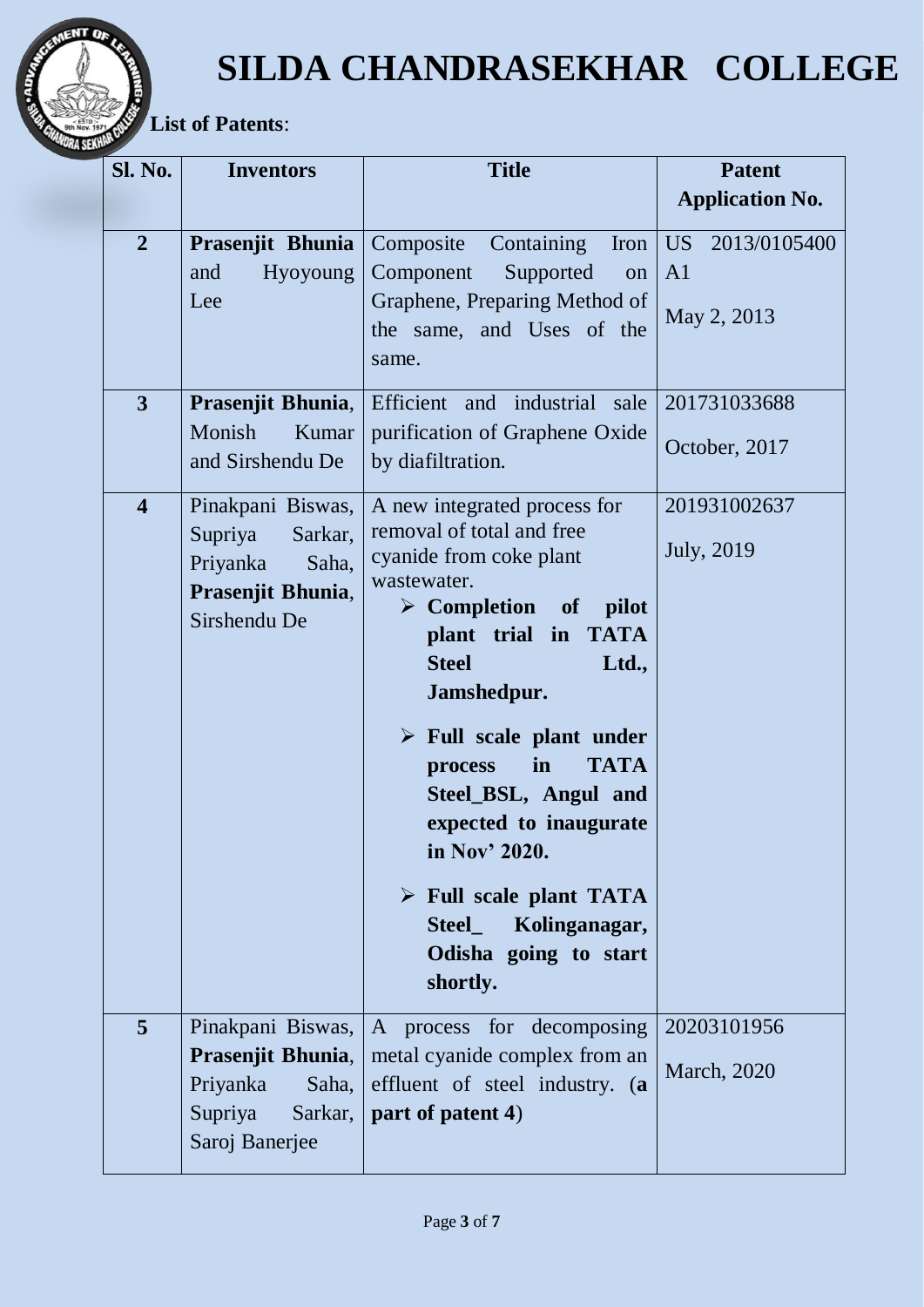# SILDA CHANDRASEKHAR COLLEGE

**List of Patents**:

| Sl. No. | Inventors | Title | Patent Application No. |
|---|---|---|---|
| 2 | **Prasenjit Bhunia** and Hyoyoung Lee | Composite Containing Iron Component Supported on Graphene, Preparing Method of the same, and Uses of the same. | US 2013/0105400 A1<br>May 2, 2013 |
| 3 | **Prasenjit Bhunia**, Monish Kumar and Sirshendu De | Efficient and industrial sale purification of Graphene Oxide by diafiltration. | 201731033688<br>October, 2017 |
| 4 | Pinakpani Biswas, Supriya Sarkar, Priyanka Saha, **Prasenjit Bhunia**, Sirshendu De | A new integrated process for removal of total and free cyanide from coke plant wastewater.<br>➢ **Completion of pilot plant trial in TATA Steel Ltd., Jamshedpur.**<br>➢ **Full scale plant under process in TATA Steel_BSL, Angul and expected to inaugurate in Nov' 2020.**<br>➢ **Full scale plant TATA Steel_ Kolinganagar, Odisha going to start shortly.** | 201931002637<br>July, 2019 |
| 5 | Pinakpani Biswas, **Prasenjit Bhunia**, Priyanka Saha, Supriya Sarkar, Saroj Banerjee | A process for decomposing metal cyanide complex from an effluent of steel industry. (**a part of patent 4**) | 20203101956<br>March, 2020 |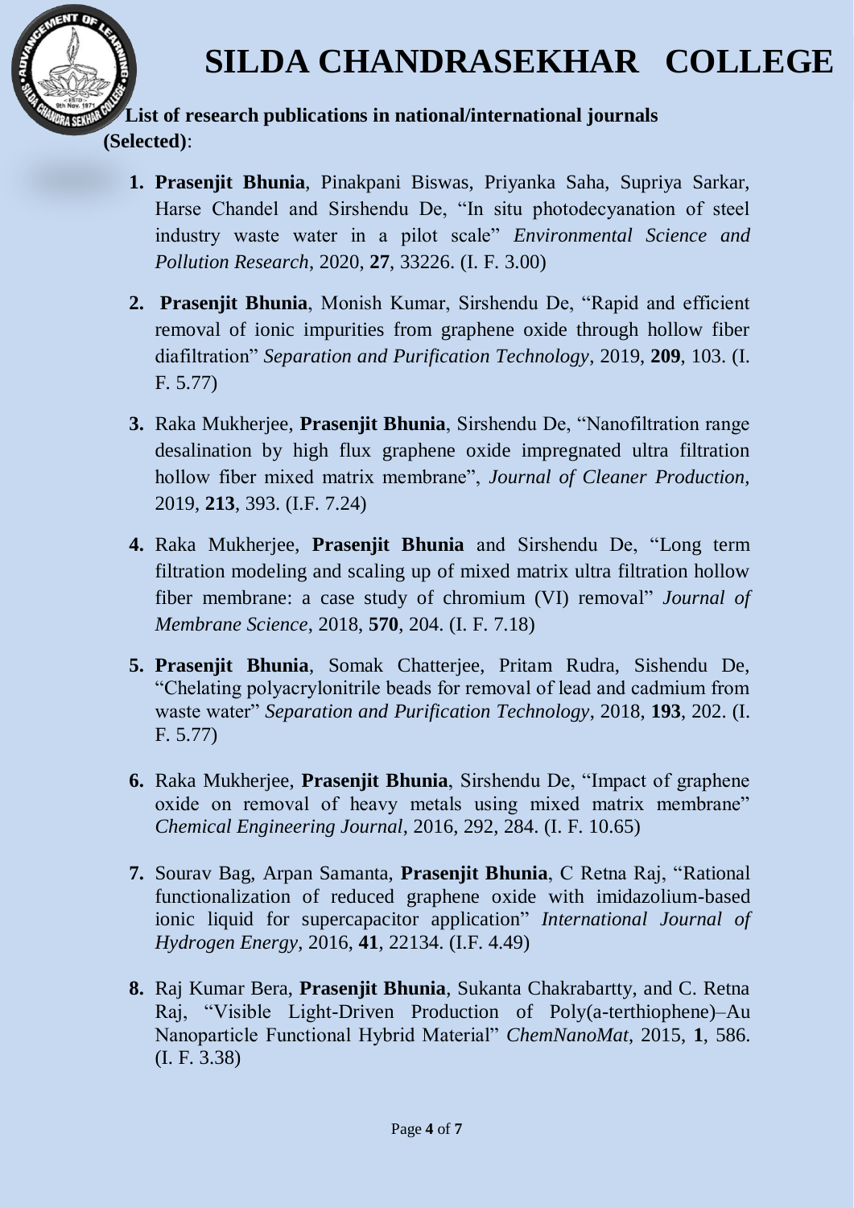# SILDA CHANDRASEKHAR COLLEGE

**List of research publications in national/international journals (Selected)**:

1. **Prasenjit Bhunia**, Pinakpani Biswas, Priyanka Saha, Supriya Sarkar, Harse Chandel and Sirshendu De, "In situ photodecyanation of steel industry waste water in a pilot scale" *Environmental Science and Pollution Research*, 2020, **27**, 33226. (I. F. 3.00)

2. **Prasenjit Bhunia**, Monish Kumar, Sirshendu De, "Rapid and efficient removal of ionic impurities from graphene oxide through hollow fiber diafiltration" *Separation and Purification Technology*, 2019, **209**, 103. (I. F. 5.77)

3. Raka Mukherjee, **Prasenjit Bhunia**, Sirshendu De, "Nanofiltration range desalination by high flux graphene oxide impregnated ultra filtration hollow fiber mixed matrix membrane", *Journal of Cleaner Production*, 2019, **213**, 393. (I.F. 7.24)

4. Raka Mukherjee, **Prasenjit Bhunia** and Sirshendu De, "Long term filtration modeling and scaling up of mixed matrix ultra filtration hollow fiber membrane: a case study of chromium (VI) removal" *Journal of Membrane Science*, 2018, **570**, 204. (I. F. 7.18)

5. **Prasenjit Bhunia**, Somak Chatterjee, Pritam Rudra, Sishendu De, "Chelating polyacrylonitrile beads for removal of lead and cadmium from waste water" *Separation and Purification Technology*, 2018, **193**, 202. (I. F. 5.77)

6. Raka Mukherjee, **Prasenjit Bhunia**, Sirshendu De, "Impact of graphene oxide on removal of heavy metals using mixed matrix membrane" *Chemical Engineering Journal*, 2016, 292, 284. (I. F. 10.65)

7. Sourav Bag, Arpan Samanta, **Prasenjit Bhunia**, C Retna Raj, "Rational functionalization of reduced graphene oxide with imidazolium-based ionic liquid for supercapacitor application" *International Journal of Hydrogen Energy*, 2016, **41**, 22134. (I.F. 4.49)

8. Raj Kumar Bera, **Prasenjit Bhunia**, Sukanta Chakrabartty, and C. Retna Raj, "Visible Light-Driven Production of Poly(a-terthiophene)–Au Nanoparticle Functional Hybrid Material" *ChemNanoMat*, 2015, **1**, 586. (I. F. 3.38)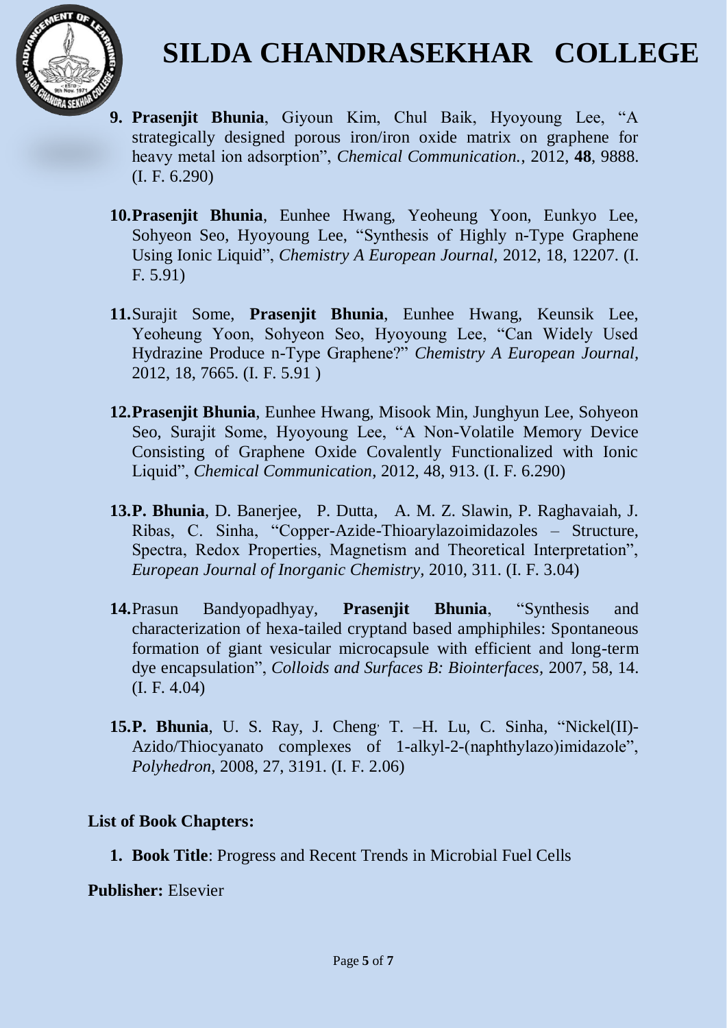9. **Prasenjit Bhunia**, Giyoun Kim, Chul Baik, Hyoyoung Lee, "A strategically designed porous iron/iron oxide matrix on graphene for heavy metal ion adsorption", *Chemical Communication.*, 2012, **48**, 9888. (I. F. 6.290)

10. **Prasenjit Bhunia**, Eunhee Hwang, Yeoheung Yoon, Eunkyo Lee, Sohyeon Seo, Hyoyoung Lee, "Synthesis of Highly n-Type Graphene Using Ionic Liquid", *Chemistry A European Journal,* 2012, 18, 12207. (I. F. 5.91)

11. Surajit Some, **Prasenjit Bhunia**, Eunhee Hwang, Keunsik Lee, Yeoheung Yoon, Sohyeon Seo, Hyoyoung Lee, "Can Widely Used Hydrazine Produce n-Type Graphene?" *Chemistry A European Journal,* 2012, 18, 7665. (I. F. 5.91 )

12. **Prasenjit Bhunia**, Eunhee Hwang, Misook Min, Junghyun Lee, Sohyeon Seo, Surajit Some, Hyoyoung Lee, "A Non-Volatile Memory Device Consisting of Graphene Oxide Covalently Functionalized with Ionic Liquid", *Chemical Communication,* 2012, 48, 913. (I. F. 6.290)

13. **P. Bhunia**, D. Banerjee, P. Dutta, A. M. Z. Slawin, P. Raghavaiah, J. Ribas, C. Sinha, "Copper-Azide-Thioarylazoimidazoles – Structure, Spectra, Redox Properties, Magnetism and Theoretical Interpretation", *European Journal of Inorganic Chemistry,* 2010, 311. (I. F. 3.04)

14. Prasun Bandyopadhyay, **Prasenjit Bhunia**, "Synthesis and characterization of hexa-tailed cryptand based amphiphiles: Spontaneous formation of giant vesicular microcapsule with efficient and long-term dye encapsulation", *Colloids and Surfaces B: Biointerfaces,* 2007, 58, 14. (I. F. 4.04)

15. **P. Bhunia**, U. S. Ray, J. Cheng, T. –H. Lu, C. Sinha, "Nickel(II)-Azido/Thiocyanato complexes of 1-alkyl-2-(naphthylazo)imidazole", *Polyhedron*, 2008, 27, 3191. (I. F. 2.06)

**List of Book Chapters:**

1. **Book Title**: Progress and Recent Trends in Microbial Fuel Cells

**Publisher:** Elsevier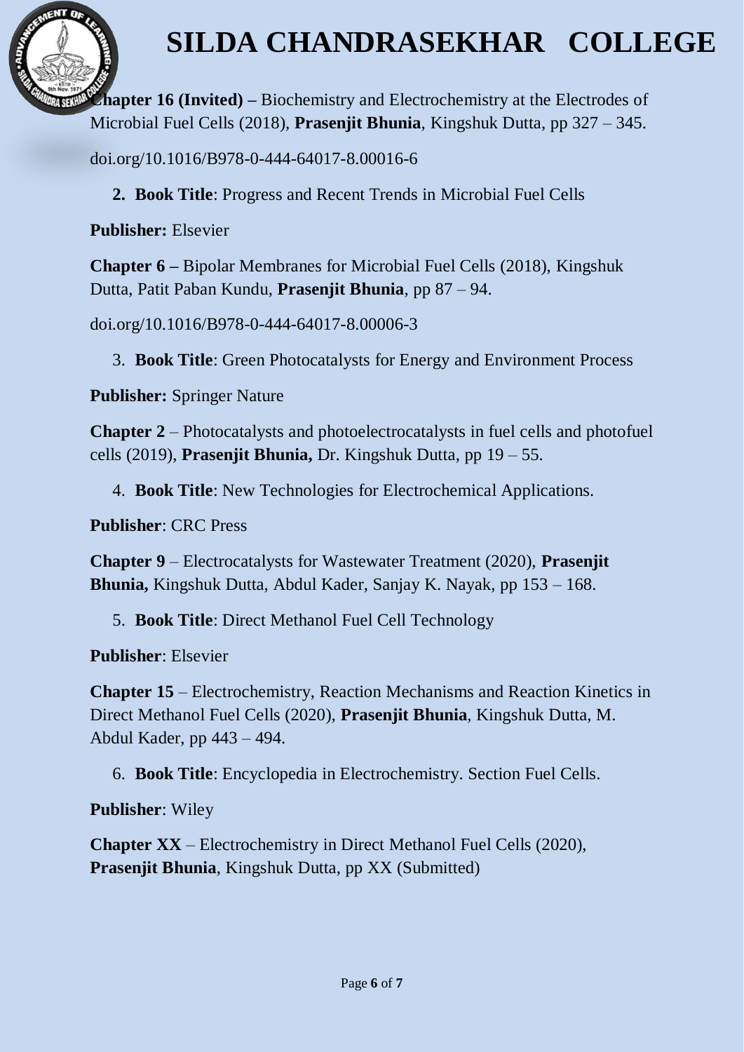# SILDA CHANDRASEKHAR COLLEGE

**Chapter 16 (Invited) –** Biochemistry and Electrochemistry at the Electrodes of Microbial Fuel Cells (2018), **Prasenjit Bhunia**, Kingshuk Dutta, pp 327 – 345.

doi.org/10.1016/B978-0-444-64017-8.00016-6

2. **Book Title**: Progress and Recent Trends in Microbial Fuel Cells

**Publisher:** Elsevier

**Chapter 6 –** Bipolar Membranes for Microbial Fuel Cells (2018), Kingshuk Dutta, Patit Paban Kundu, **Prasenjit Bhunia**, pp 87 – 94.

doi.org/10.1016/B978-0-444-64017-8.00006-3

3. **Book Title**: Green Photocatalysts for Energy and Environment Process

**Publisher:** Springer Nature

**Chapter 2** – Photocatalysts and photoelectrocatalysts in fuel cells and photofuel cells (2019), **Prasenjit Bhunia,** Dr. Kingshuk Dutta, pp 19 – 55.

4. **Book Title**: New Technologies for Electrochemical Applications.

**Publisher**: CRC Press

**Chapter 9** – Electrocatalysts for Wastewater Treatment (2020), **Prasenjit Bhunia,** Kingshuk Dutta, Abdul Kader, Sanjay K. Nayak, pp 153 – 168.

5. **Book Title**: Direct Methanol Fuel Cell Technology

**Publisher**: Elsevier

**Chapter 15** – Electrochemistry, Reaction Mechanisms and Reaction Kinetics in Direct Methanol Fuel Cells (2020), **Prasenjit Bhunia**, Kingshuk Dutta, M. Abdul Kader, pp 443 – 494.

6. **Book Title**: Encyclopedia in Electrochemistry. Section Fuel Cells.

**Publisher**: Wiley

**Chapter XX** – Electrochemistry in Direct Methanol Fuel Cells (2020), **Prasenjit Bhunia**, Kingshuk Dutta, pp XX (Submitted)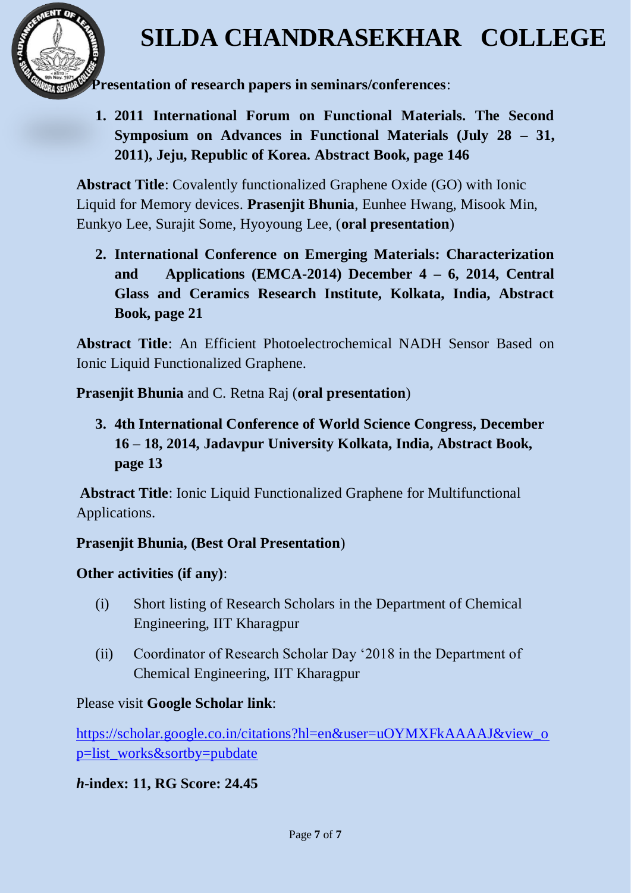**Presentation of research papers in seminars/conferences**:

1. **2011 International Forum on Functional Materials. The Second Symposium on Advances in Functional Materials (July 28 – 31, 2011), Jeju, Republic of Korea. Abstract Book, page 146**

**Abstract Title**: Covalently functionalized Graphene Oxide (GO) with Ionic Liquid for Memory devices. **Prasenjit Bhunia**, Eunhee Hwang, Misook Min, Eunkyo Lee, Surajit Some, Hyoyoung Lee, (**oral presentation**)

2. **International Conference on Emerging Materials: Characterization and Applications (EMCA-2014) December 4 – 6, 2014, Central Glass and Ceramics Research Institute, Kolkata, India, Abstract Book, page 21**

**Abstract Title**: An Efficient Photoelectrochemical NADH Sensor Based on Ionic Liquid Functionalized Graphene.

**Prasenjit Bhunia** and C. Retna Raj (**oral presentation**)

3. **4th International Conference of World Science Congress, December 16 – 18, 2014, Jadavpur University Kolkata, India, Abstract Book, page 13**

**Abstract Title**: Ionic Liquid Functionalized Graphene for Multifunctional Applications.

**Prasenjit Bhunia, (Best Oral Presentation**)

**Other activities (if any)**:

(i) Short listing of Research Scholars in the Department of Chemical Engineering, IIT Kharagpur

(ii) Coordinator of Research Scholar Day '2018 in the Department of Chemical Engineering, IIT Kharagpur

Please visit **Google Scholar link**:

https://scholar.google.co.in/citations?hl=en&user=uOYMXFkAAAAJ&view_op=list_works&sortby=pubdate

***h*-index: 11, RG Score: 24.45**